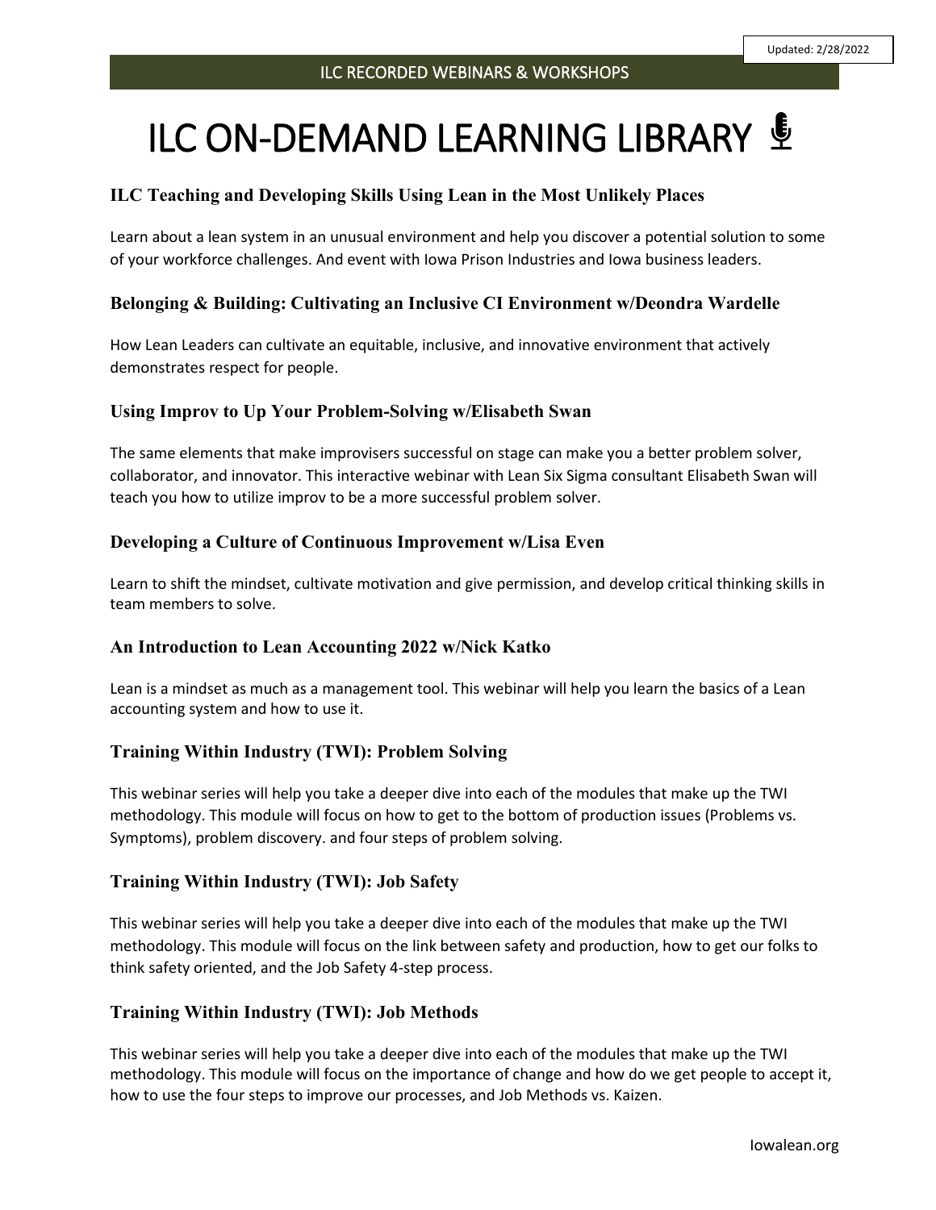Updated: 2/28/2022

ILC RECORDED WEBINARS & WORKSHOPS

# ILC ON-DEMAND LEARNING LIBRARY

### ILC Teaching and Developing Skills Using Lean in the Most Unlikely Places

Learn about a lean system in an unusual environment and help you discover a potential solution to some of your workforce challenges. And event with Iowa Prison Industries and Iowa business leaders.

### Belonging & Building: Cultivating an Inclusive CI Environment w/Deondra Wardelle

How Lean Leaders can cultivate an equitable, inclusive, and innovative environment that actively demonstrates respect for people.

### Using Improv to Up Your Problem-Solving w/Elisabeth Swan

The same elements that make improvisers successful on stage can make you a better problem solver, collaborator, and innovator. This interactive webinar with Lean Six Sigma consultant Elisabeth Swan will teach you how to utilize improv to be a more successful problem solver.

### Developing a Culture of Continuous Improvement w/Lisa Even

Learn to shift the mindset, cultivate motivation and give permission, and develop critical thinking skills in team members to solve.

### An Introduction to Lean Accounting 2022 w/Nick Katko

Lean is a mindset as much as a management tool. This webinar will help you learn the basics of a Lean accounting system and how to use it.

### Training Within Industry (TWI): Problem Solving

This webinar series will help you take a deeper dive into each of the modules that make up the TWI methodology. This module will focus on how to get to the bottom of production issues (Problems vs. Symptoms), problem discovery. and four steps of problem solving.

### Training Within Industry (TWI): Job Safety

This webinar series will help you take a deeper dive into each of the modules that make up the TWI methodology. This module will focus on the link between safety and production, how to get our folks to think safety oriented, and the Job Safety 4-step process.

### Training Within Industry (TWI): Job Methods

This webinar series will help you take a deeper dive into each of the modules that make up the TWI methodology. This module will focus on the importance of change and how do we get people to accept it, how to use the four steps to improve our processes, and Job Methods vs. Kaizen.

Iowalean.org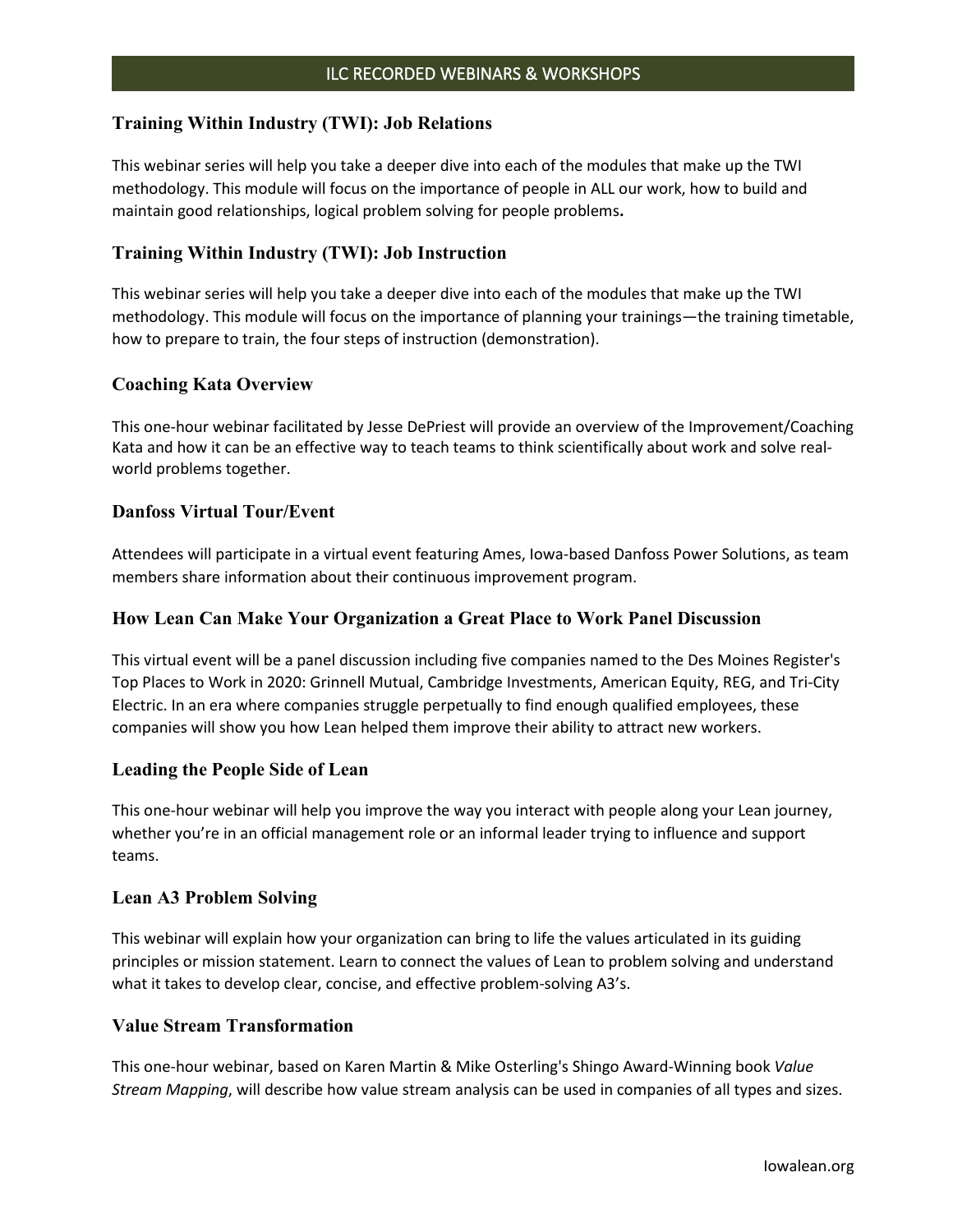## Training Within Industry (TWI): Job Relations

This webinar series will help you take a deeper dive into each of the modules that make up the TWI methodology. This module will focus on the importance of people in ALL our work, how to build and maintain good relationships, logical problem solving for people problems.

## Training Within Industry (TWI): Job Instruction

This webinar series will help you take a deeper dive into each of the modules that make up the TWI methodology. This module will focus on the importance of planning your trainings—the training timetable, how to prepare to train, the four steps of instruction (demonstration).

## Coaching Kata Overview

This one-hour webinar facilitated by Jesse DePriest will provide an overview of the Improvement/Coaching Kata and how it can be an effective way to teach teams to think scientifically about work and solve real-world problems together.

## Danfoss Virtual Tour/Event

Attendees will participate in a virtual event featuring Ames, Iowa-based Danfoss Power Solutions, as team members share information about their continuous improvement program.

## How Lean Can Make Your Organization a Great Place to Work Panel Discussion

This virtual event will be a panel discussion including five companies named to the Des Moines Register's Top Places to Work in 2020: Grinnell Mutual, Cambridge Investments, American Equity, REG, and Tri-City Electric. In an era where companies struggle perpetually to find enough qualified employees, these companies will show you how Lean helped them improve their ability to attract new workers.

## Leading the People Side of Lean

This one-hour webinar will help you improve the way you interact with people along your Lean journey, whether you're in an official management role or an informal leader trying to influence and support teams.

## Lean A3 Problem Solving

This webinar will explain how your organization can bring to life the values articulated in its guiding principles or mission statement. Learn to connect the values of Lean to problem solving and understand what it takes to develop clear, concise, and effective problem-solving A3's.

## Value Stream Transformation

This one-hour webinar, based on Karen Martin & Mike Osterling's Shingo Award-Winning book *Value Stream Mapping*, will describe how value stream analysis can be used in companies of all types and sizes.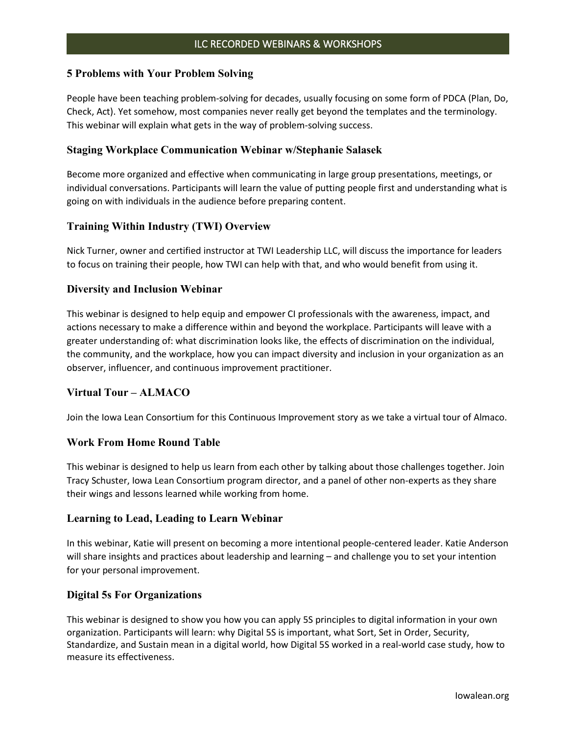## ILC RECORDED WEBINARS & WORKSHOPS

### 5 Problems with Your Problem Solving

People have been teaching problem-solving for decades, usually focusing on some form of PDCA (Plan, Do, Check, Act). Yet somehow, most companies never really get beyond the templates and the terminology. This webinar will explain what gets in the way of problem-solving success.

### Staging Workplace Communication Webinar w/Stephanie Salasek

Become more organized and effective when communicating in large group presentations, meetings, or individual conversations. Participants will learn the value of putting people first and understanding what is going on with individuals in the audience before preparing content.

### Training Within Industry (TWI) Overview

Nick Turner, owner and certified instructor at TWI Leadership LLC, will discuss the importance for leaders to focus on training their people, how TWI can help with that, and who would benefit from using it.

### Diversity and Inclusion Webinar

This webinar is designed to help equip and empower CI professionals with the awareness, impact, and actions necessary to make a difference within and beyond the workplace. Participants will leave with a greater understanding of: what discrimination looks like, the effects of discrimination on the individual, the community, and the workplace, how you can impact diversity and inclusion in your organization as an observer, influencer, and continuous improvement practitioner.

### Virtual Tour – ALMACO

Join the Iowa Lean Consortium for this Continuous Improvement story as we take a virtual tour of Almaco.

### Work From Home Round Table

This webinar is designed to help us learn from each other by talking about those challenges together. Join Tracy Schuster, Iowa Lean Consortium program director, and a panel of other non-experts as they share their wings and lessons learned while working from home.

### Learning to Lead, Leading to Learn Webinar

In this webinar, Katie will present on becoming a more intentional people-centered leader. Katie Anderson will share insights and practices about leadership and learning – and challenge you to set your intention for your personal improvement.

### Digital 5s For Organizations

This webinar is designed to show you how you can apply 5S principles to digital information in your own organization. Participants will learn: why Digital 5S is important, what Sort, Set in Order, Security, Standardize, and Sustain mean in a digital world, how Digital 5S worked in a real-world case study, how to measure its effectiveness.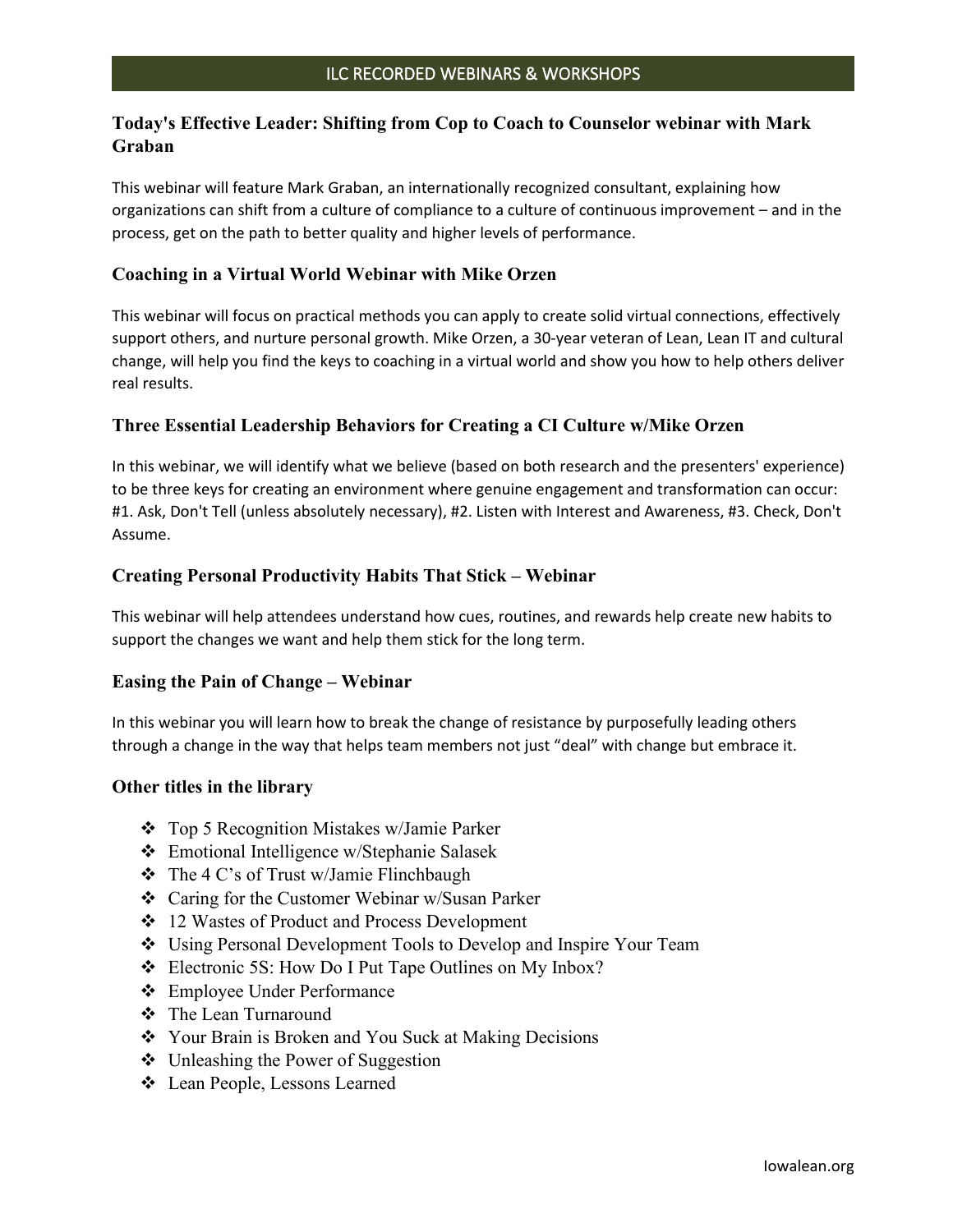## Today's Effective Leader: Shifting from Cop to Coach to Counselor webinar with Mark Graban

This webinar will feature Mark Graban, an internationally recognized consultant, explaining how organizations can shift from a culture of compliance to a culture of continuous improvement – and in the process, get on the path to better quality and higher levels of performance.

## Coaching in a Virtual World Webinar with Mike Orzen

This webinar will focus on practical methods you can apply to create solid virtual connections, effectively support others, and nurture personal growth. Mike Orzen, a 30-year veteran of Lean, Lean IT and cultural change, will help you find the keys to coaching in a virtual world and show you how to help others deliver real results.

## Three Essential Leadership Behaviors for Creating a CI Culture w/Mike Orzen

In this webinar, we will identify what we believe (based on both research and the presenters' experience) to be three keys for creating an environment where genuine engagement and transformation can occur: #1. Ask, Don't Tell (unless absolutely necessary), #2. Listen with Interest and Awareness, #3. Check, Don't Assume.

## Creating Personal Productivity Habits That Stick – Webinar

This webinar will help attendees understand how cues, routines, and rewards help create new habits to support the changes we want and help them stick for the long term.

## Easing the Pain of Change – Webinar

In this webinar you will learn how to break the change of resistance by purposefully leading others through a change in the way that helps team members not just "deal" with change but embrace it.

## Other titles in the library

- Top 5 Recognition Mistakes w/Jamie Parker
- Emotional Intelligence w/Stephanie Salasek
- The 4 C's of Trust w/Jamie Flinchbaugh
- Caring for the Customer Webinar w/Susan Parker
- 12 Wastes of Product and Process Development
- Using Personal Development Tools to Develop and Inspire Your Team
- Electronic 5S: How Do I Put Tape Outlines on My Inbox?
- Employee Under Performance
- The Lean Turnaround
- Your Brain is Broken and You Suck at Making Decisions
- Unleashing the Power of Suggestion
- Lean People, Lessons Learned